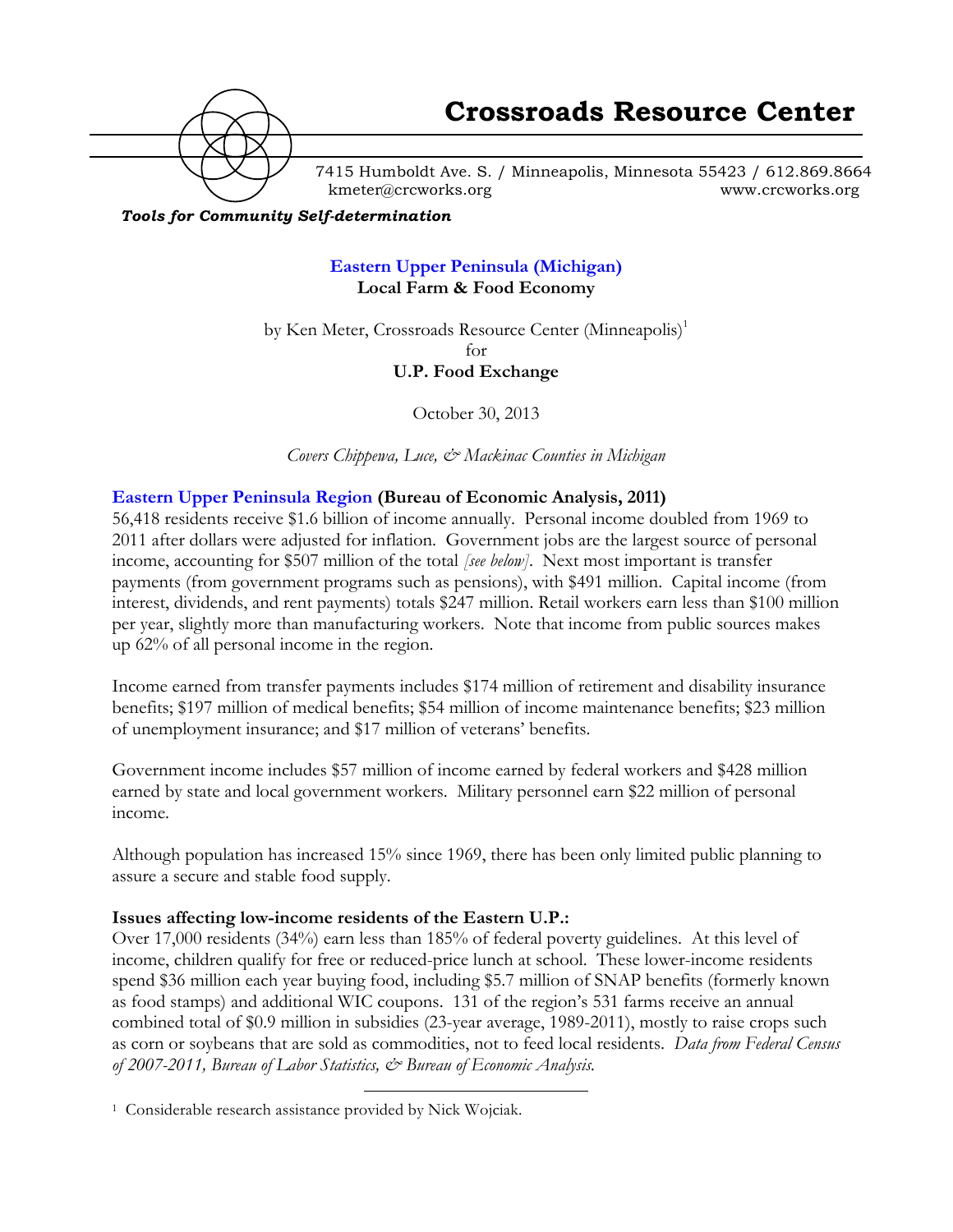# Crossroads Resource Center

7415 Humboldt Ave. S. / Minneapolis, Minnesota 55423 / 612.869.8664
kmeter@crcworks.org www.crcworks.org

***Tools for Community Self-determination***

## Eastern Upper Peninsula (Michigan)
**Local Farm & Food Economy**

by Ken Meter, Crossroads Resource Center (Minneapolis)[1]
for
**U.P. Food Exchange**

October 30, 2013

*Covers Chippewa, Luce, & Mackinac Counties in Michigan*

### Eastern Upper Peninsula Region (Bureau of Economic Analysis, 2011)

56,418 residents receive $1.6 billion of income annually. Personal income doubled from 1969 to 2011 after dollars were adjusted for inflation. Government jobs are the largest source of personal income, accounting for $507 million of the total *[see below]*. Next most important is transfer payments (from government programs such as pensions), with $491 million. Capital income (from interest, dividends, and rent payments) totals $247 million. Retail workers earn less than $100 million per year, slightly more than manufacturing workers. Note that income from public sources makes up 62% of all personal income in the region.

Income earned from transfer payments includes $174 million of retirement and disability insurance benefits; $197 million of medical benefits; $54 million of income maintenance benefits; $23 million of unemployment insurance; and $17 million of veterans' benefits.

Government income includes $57 million of income earned by federal workers and $428 million earned by state and local government workers. Military personnel earn $22 million of personal income.

Although population has increased 15% since 1969, there has been only limited public planning to assure a secure and stable food supply.

**Issues affecting low-income residents of the Eastern U.P.:**

Over 17,000 residents (34%) earn less than 185% of federal poverty guidelines. At this level of income, children qualify for free or reduced-price lunch at school. These lower-income residents spend $36 million each year buying food, including $5.7 million of SNAP benefits (formerly known as food stamps) and additional WIC coupons. 131 of the region's 531 farms receive an annual combined total of $0.9 million in subsidies (23-year average, 1989-2011), mostly to raise crops such as corn or soybeans that are sold as commodities, not to feed local residents. *Data from Federal Census of 2007-2011, Bureau of Labor Statistics, & Bureau of Economic Analysis.*

---

[1] Considerable research assistance provided by Nick Wojciak.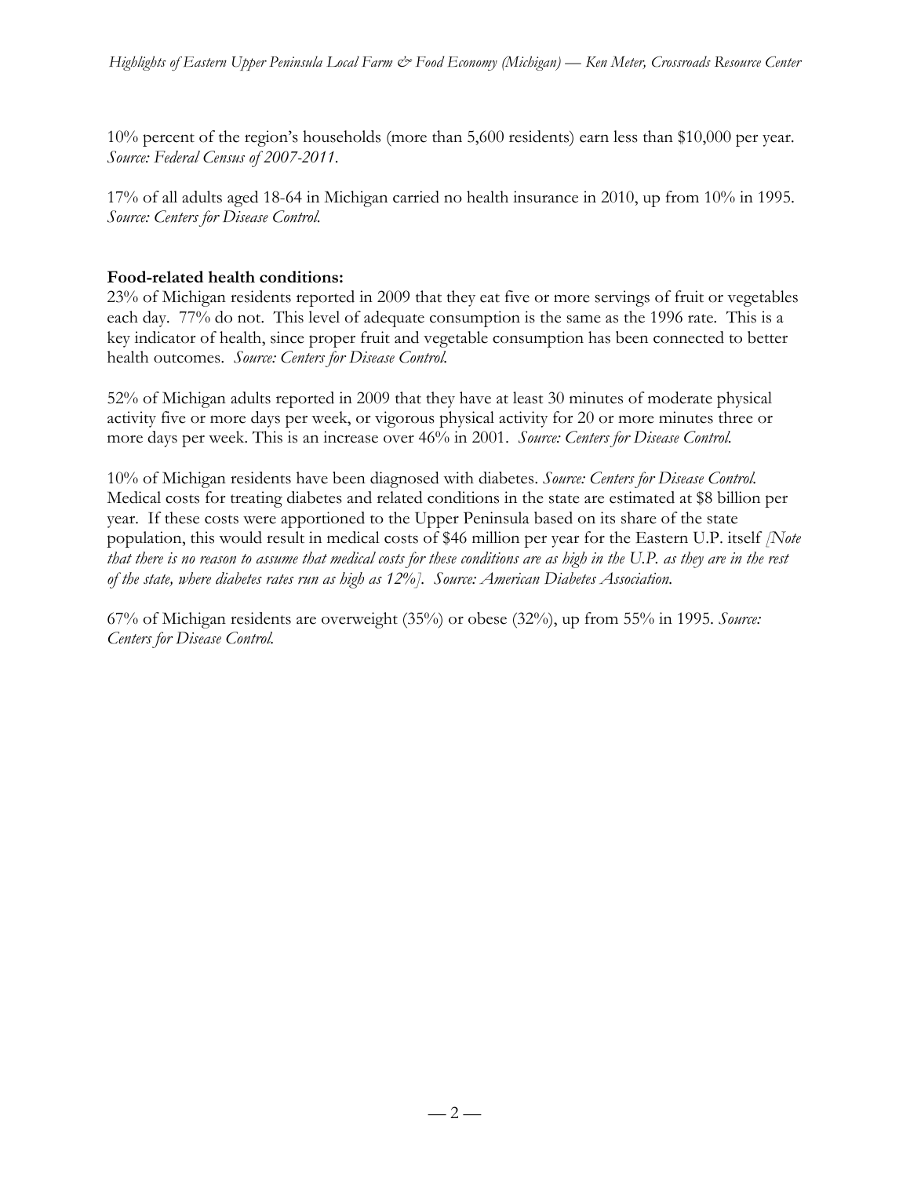10% percent of the region's households (more than 5,600 residents) earn less than $10,000 per year. *Source: Federal Census of 2007-2011.*

17% of all adults aged 18-64 in Michigan carried no health insurance in 2010, up from 10% in 1995. *Source: Centers for Disease Control.*

**Food-related health conditions:**

23% of Michigan residents reported in 2009 that they eat five or more servings of fruit or vegetables each day. 77% do not. This level of adequate consumption is the same as the 1996 rate. This is a key indicator of health, since proper fruit and vegetable consumption has been connected to better health outcomes. *Source: Centers for Disease Control.*

52% of Michigan adults reported in 2009 that they have at least 30 minutes of moderate physical activity five or more days per week, or vigorous physical activity for 20 or more minutes three or more days per week. This is an increase over 46% in 2001. *Source: Centers for Disease Control.*

10% of Michigan residents have been diagnosed with diabetes. *Source: Centers for Disease Control.* Medical costs for treating diabetes and related conditions in the state are estimated at $8 billion per year. If these costs were apportioned to the Upper Peninsula based on its share of the state population, this would result in medical costs of $46 million per year for the Eastern U.P. itself *[Note that there is no reason to assume that medical costs for these conditions are as high in the U.P. as they are in the rest of the state, where diabetes rates run as high as 12%]. Source: American Diabetes Association.*

67% of Michigan residents are overweight (35%) or obese (32%), up from 55% in 1995. *Source: Centers for Disease Control.*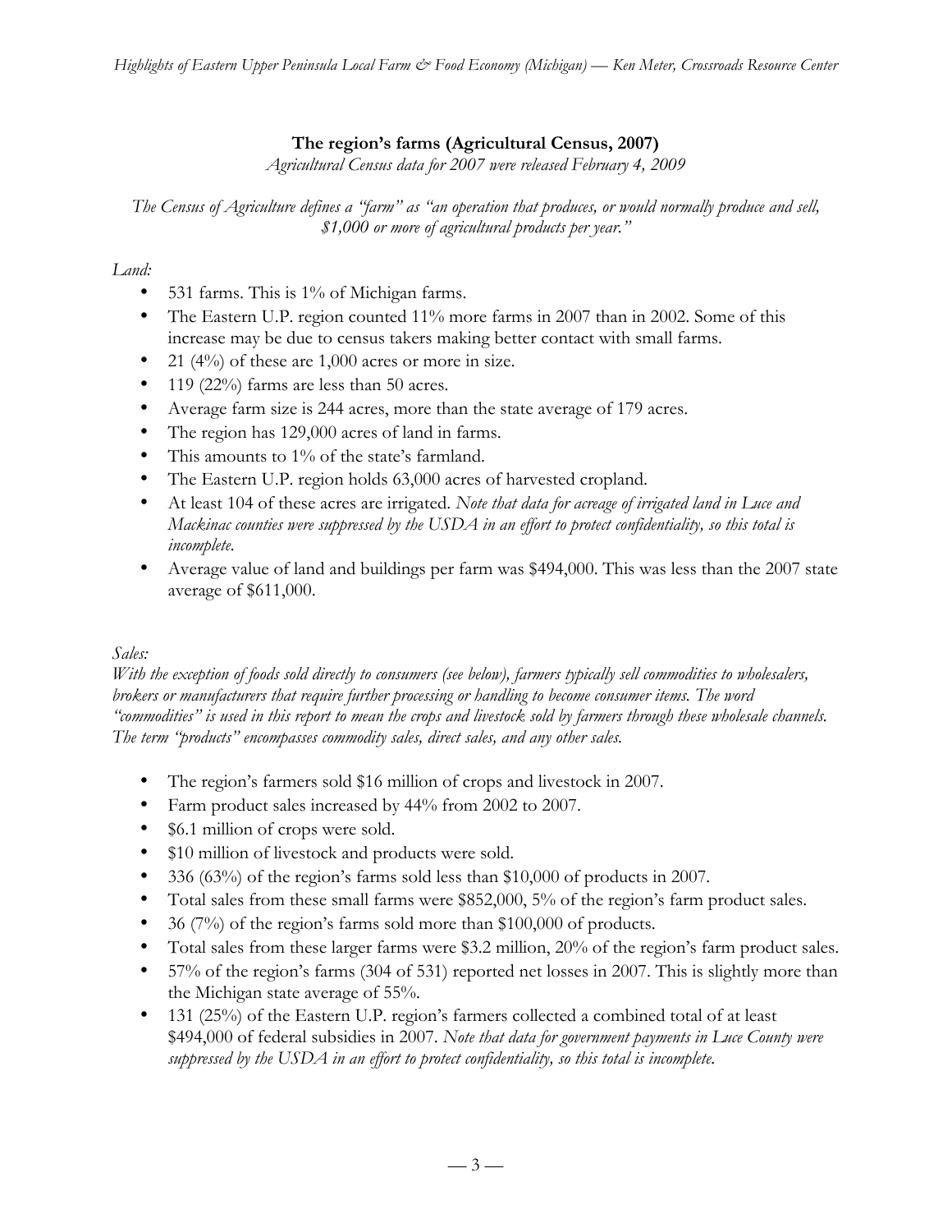## The region's farms (Agricultural Census, 2007)

*Agricultural Census data for 2007 were released February 4, 2009*

*The Census of Agriculture defines a "farm" as "an operation that produces, or would normally produce and sell, $1,000 or more of agricultural products per year."*

*Land:*

- 531 farms. This is 1% of Michigan farms.
- The Eastern U.P. region counted 11% more farms in 2007 than in 2002. Some of this increase may be due to census takers making better contact with small farms.
- 21 (4%) of these are 1,000 acres or more in size.
- 119 (22%) farms are less than 50 acres.
- Average farm size is 244 acres, more than the state average of 179 acres.
- The region has 129,000 acres of land in farms.
- This amounts to 1% of the state's farmland.
- The Eastern U.P. region holds 63,000 acres of harvested cropland.
- At least 104 of these acres are irrigated. *Note that data for acreage of irrigated land in Luce and Mackinac counties were suppressed by the USDA in an effort to protect confidentiality, so this total is incomplete.*
- Average value of land and buildings per farm was $494,000. This was less than the 2007 state average of $611,000.

*Sales:*

*With the exception of foods sold directly to consumers (see below), farmers typically sell commodities to wholesalers, brokers or manufacturers that require further processing or handling to become consumer items. The word "commodities" is used in this report to mean the crops and livestock sold by farmers through these wholesale channels. The term "products" encompasses commodity sales, direct sales, and any other sales.*

- The region's farmers sold $16 million of crops and livestock in 2007.
- Farm product sales increased by 44% from 2002 to 2007.
- $6.1 million of crops were sold.
- $10 million of livestock and products were sold.
- 336 (63%) of the region's farms sold less than $10,000 of products in 2007.
- Total sales from these small farms were $852,000, 5% of the region's farm product sales.
- 36 (7%) of the region's farms sold more than $100,000 of products.
- Total sales from these larger farms were $3.2 million, 20% of the region's farm product sales.
- 57% of the region's farms (304 of 531) reported net losses in 2007. This is slightly more than the Michigan state average of 55%.
- 131 (25%) of the Eastern U.P. region's farmers collected a combined total of at least $494,000 of federal subsidies in 2007. *Note that data for government payments in Luce County were suppressed by the USDA in an effort to protect confidentiality, so this total is incomplete.*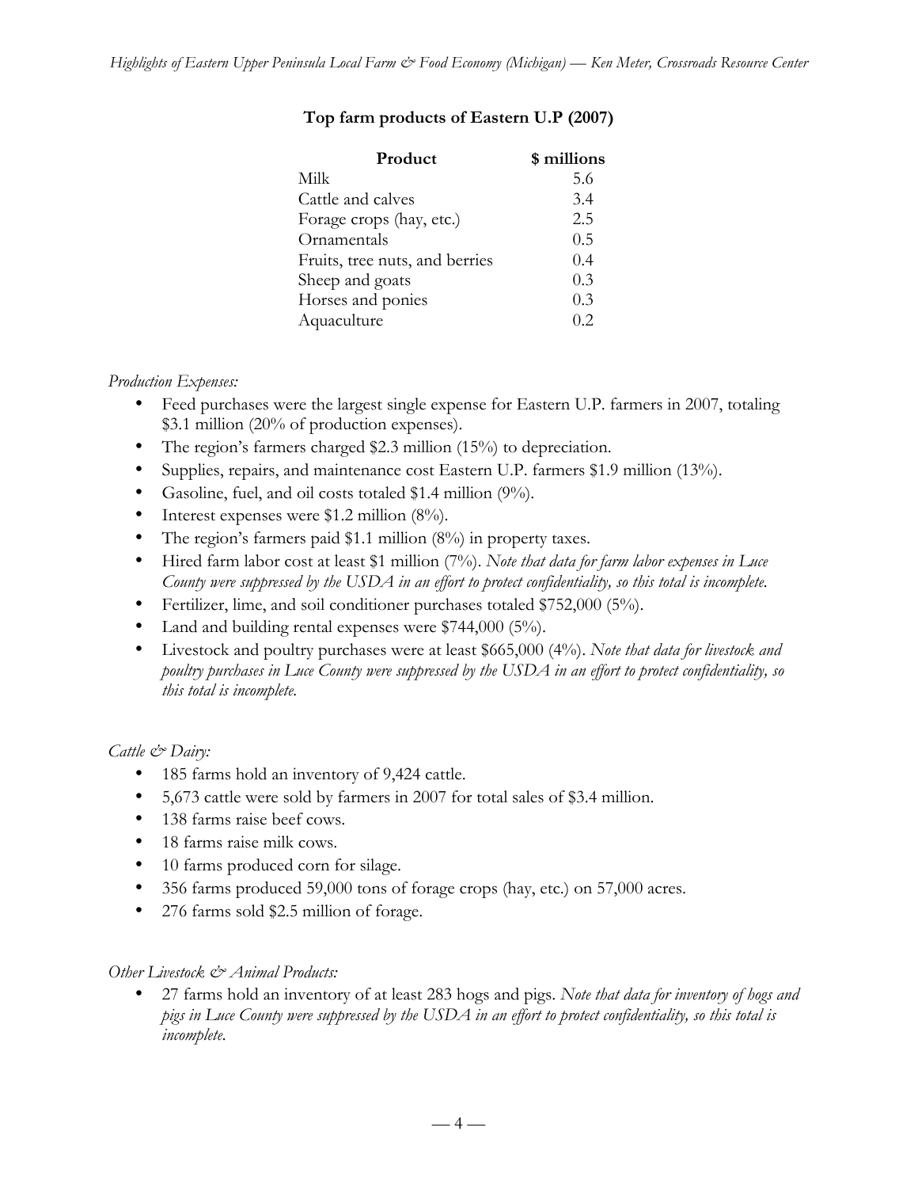**Top farm products of Eastern U.P (2007)**

| Product | $ millions |
| --- | --- |
| Milk | 5.6 |
| Cattle and calves | 3.4 |
| Forage crops (hay, etc.) | 2.5 |
| Ornamentals | 0.5 |
| Fruits, tree nuts, and berries | 0.4 |
| Sheep and goats | 0.3 |
| Horses and ponies | 0.3 |
| Aquaculture | 0.2 |

*Production Expenses:*

- Feed purchases were the largest single expense for Eastern U.P. farmers in 2007, totaling $3.1 million (20% of production expenses).
- The region's farmers charged $2.3 million (15%) to depreciation.
- Supplies, repairs, and maintenance cost Eastern U.P. farmers $1.9 million (13%).
- Gasoline, fuel, and oil costs totaled $1.4 million (9%).
- Interest expenses were $1.2 million (8%).
- The region's farmers paid $1.1 million (8%) in property taxes.
- Hired farm labor cost at least $1 million (7%). *Note that data for farm labor expenses in Luce County were suppressed by the USDA in an effort to protect confidentiality, so this total is incomplete.*
- Fertilizer, lime, and soil conditioner purchases totaled $752,000 (5%).
- Land and building rental expenses were $744,000 (5%).
- Livestock and poultry purchases were at least $665,000 (4%). *Note that data for livestock and poultry purchases in Luce County were suppressed by the USDA in an effort to protect confidentiality, so this total is incomplete.*

*Cattle & Dairy:*

- 185 farms hold an inventory of 9,424 cattle.
- 5,673 cattle were sold by farmers in 2007 for total sales of $3.4 million.
- 138 farms raise beef cows.
- 18 farms raise milk cows.
- 10 farms produced corn for silage.
- 356 farms produced 59,000 tons of forage crops (hay, etc.) on 57,000 acres.
- 276 farms sold $2.5 million of forage.

*Other Livestock & Animal Products:*

- 27 farms hold an inventory of at least 283 hogs and pigs. *Note that data for inventory of hogs and pigs in Luce County were suppressed by the USDA in an effort to protect confidentiality, so this total is incomplete.*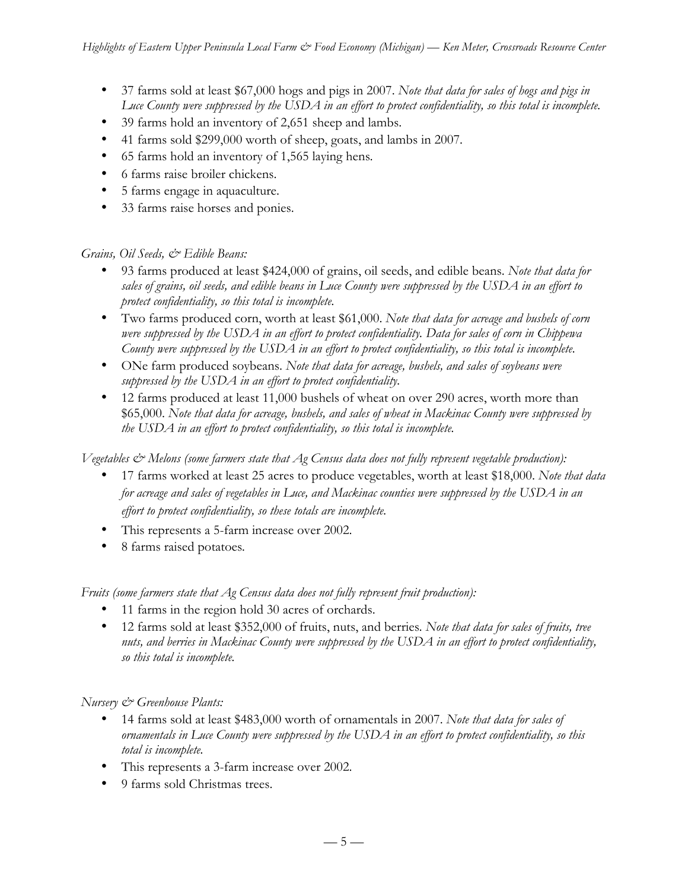- 37 farms sold at least $67,000 hogs and pigs in 2007. *Note that data for sales of hogs and pigs in Luce County were suppressed by the USDA in an effort to protect confidentiality, so this total is incomplete.*
- 39 farms hold an inventory of 2,651 sheep and lambs.
- 41 farms sold $299,000 worth of sheep, goats, and lambs in 2007.
- 65 farms hold an inventory of 1,565 laying hens.
- 6 farms raise broiler chickens.
- 5 farms engage in aquaculture.
- 33 farms raise horses and ponies.

*Grains, Oil Seeds, & Edible Beans:*

- 93 farms produced at least $424,000 of grains, oil seeds, and edible beans. *Note that data for sales of grains, oil seeds, and edible beans in Luce County were suppressed by the USDA in an effort to protect confidentiality, so this total is incomplete.*
- Two farms produced corn, worth at least $61,000. *Note that data for acreage and bushels of corn were suppressed by the USDA in an effort to protect confidentiality. Data for sales of corn in Chippewa County were suppressed by the USDA in an effort to protect confidentiality, so this total is incomplete.*
- ONe farm produced soybeans. *Note that data for acreage, bushels, and sales of soybeans were suppressed by the USDA in an effort to protect confidentiality.*
- 12 farms produced at least 11,000 bushels of wheat on over 290 acres, worth more than $65,000. *Note that data for acreage, bushels, and sales of wheat in Mackinac County were suppressed by the USDA in an effort to protect confidentiality, so this total is incomplete.*

*Vegetables & Melons (some farmers state that Ag Census data does not fully represent vegetable production):*

- 17 farms worked at least 25 acres to produce vegetables, worth at least $18,000. *Note that data for acreage and sales of vegetables in Luce, and Mackinac counties were suppressed by the USDA in an effort to protect confidentiality, so these totals are incomplete.*
- This represents a 5-farm increase over 2002.
- 8 farms raised potatoes.

*Fruits (some farmers state that Ag Census data does not fully represent fruit production):*

- 11 farms in the region hold 30 acres of orchards.
- 12 farms sold at least $352,000 of fruits, nuts, and berries. *Note that data for sales of fruits, tree nuts, and berries in Mackinac County were suppressed by the USDA in an effort to protect confidentiality, so this total is incomplete.*

*Nursery & Greenhouse Plants:*

- 14 farms sold at least $483,000 worth of ornamentals in 2007. *Note that data for sales of ornamentals in Luce County were suppressed by the USDA in an effort to protect confidentiality, so this total is incomplete.*
- This represents a 3-farm increase over 2002.
- 9 farms sold Christmas trees.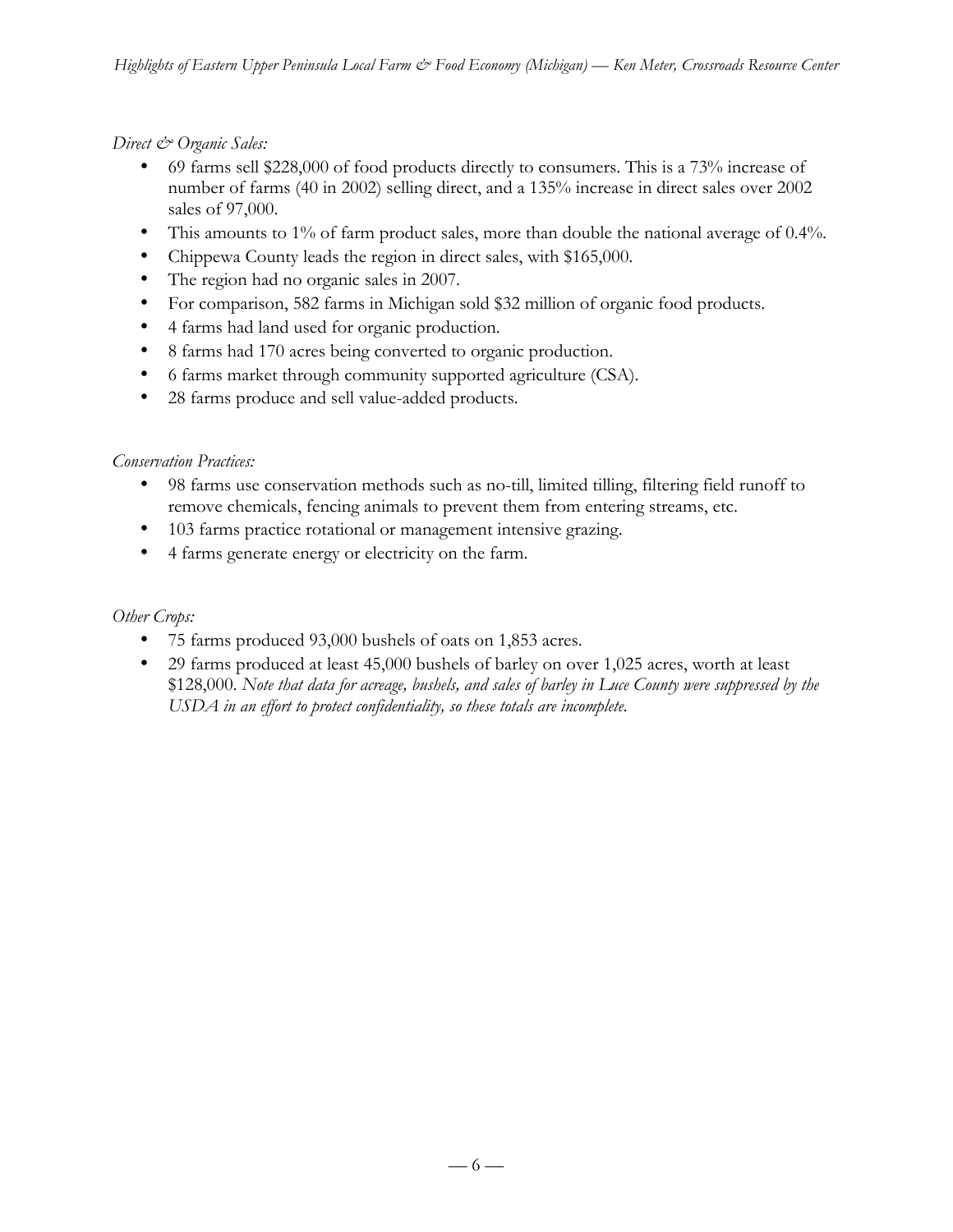*Direct & Organic Sales:*

- 69 farms sell $228,000 of food products directly to consumers. This is a 73% increase of number of farms (40 in 2002) selling direct, and a 135% increase in direct sales over 2002 sales of 97,000.
- This amounts to 1% of farm product sales, more than double the national average of 0.4%.
- Chippewa County leads the region in direct sales, with $165,000.
- The region had no organic sales in 2007.
- For comparison, 582 farms in Michigan sold $32 million of organic food products.
- 4 farms had land used for organic production.
- 8 farms had 170 acres being converted to organic production.
- 6 farms market through community supported agriculture (CSA).
- 28 farms produce and sell value-added products.

*Conservation Practices:*

- 98 farms use conservation methods such as no-till, limited tilling, filtering field runoff to remove chemicals, fencing animals to prevent them from entering streams, etc.
- 103 farms practice rotational or management intensive grazing.
- 4 farms generate energy or electricity on the farm.

*Other Crops:*

- 75 farms produced 93,000 bushels of oats on 1,853 acres.
- 29 farms produced at least 45,000 bushels of barley on over 1,025 acres, worth at least $128,000. *Note that data for acreage, bushels, and sales of barley in Luce County were suppressed by the USDA in an effort to protect confidentiality, so these totals are incomplete.*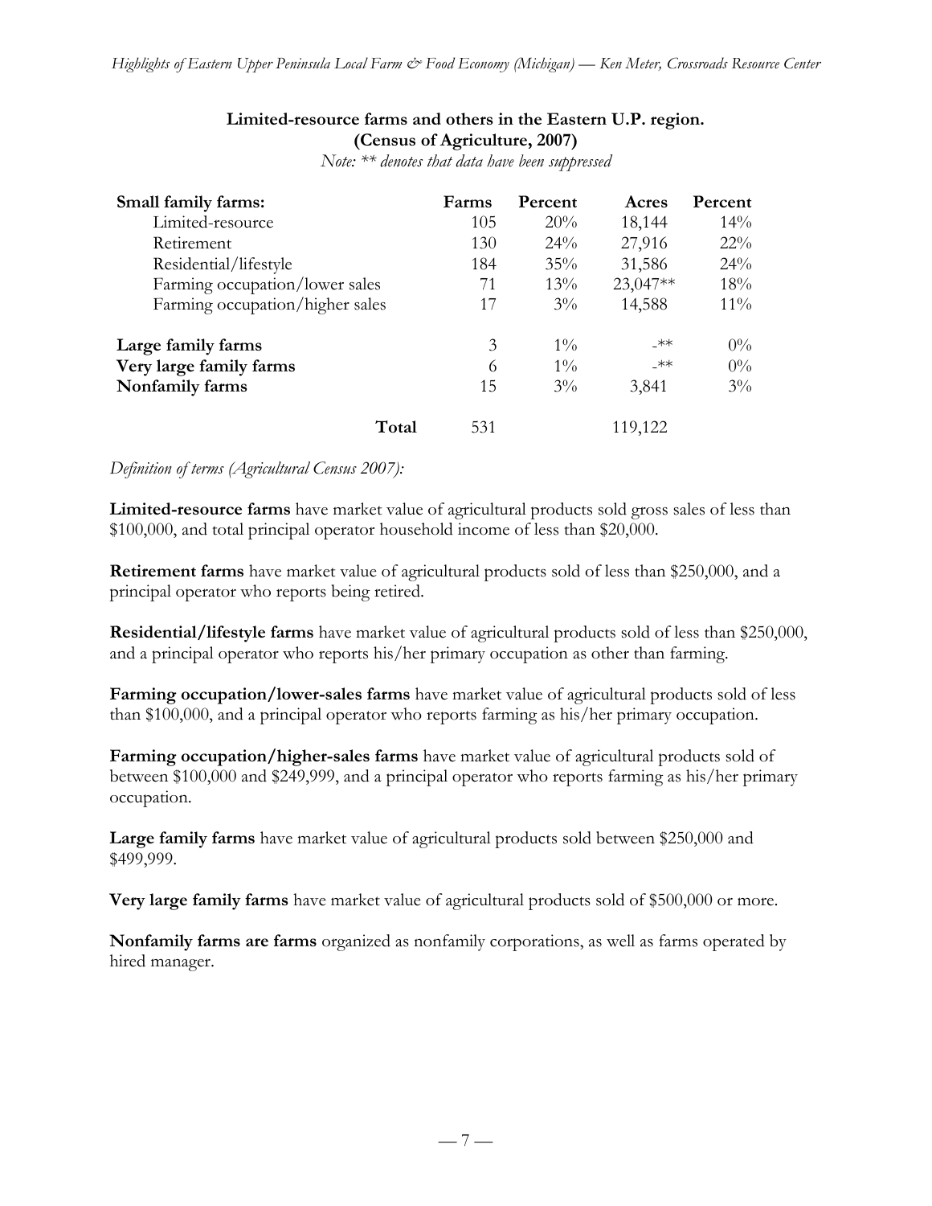**Limited-resource farms and others in the Eastern U.P. region. (Census of Agriculture, 2007)**

*Note: ** denotes that data have been suppressed*

| Small family farms: | Farms | Percent | Acres | Percent |
|---|---|---|---|---|
| Limited-resource | 105 | 20% | 18,144 | 14% |
| Retirement | 130 | 24% | 27,916 | 22% |
| Residential/lifestyle | 184 | 35% | 31,586 | 24% |
| Farming occupation/lower sales | 71 | 13% | 23,047** | 18% |
| Farming occupation/higher sales | 17 | 3% | 14,588 | 11% |
| **Large family farms** | 3 | 1% | -** | 0% |
| **Very large family farms** | 6 | 1% | -** | 0% |
| **Nonfamily farms** | 15 | 3% | 3,841 | 3% |
| **Total** | 531 | | 119,122 | |

*Definition of terms (Agricultural Census 2007):*

**Limited-resource farms** have market value of agricultural products sold gross sales of less than $100,000, and total principal operator household income of less than $20,000.

**Retirement farms** have market value of agricultural products sold of less than $250,000, and a principal operator who reports being retired.

**Residential/lifestyle farms** have market value of agricultural products sold of less than $250,000, and a principal operator who reports his/her primary occupation as other than farming.

**Farming occupation/lower-sales farms** have market value of agricultural products sold of less than $100,000, and a principal operator who reports farming as his/her primary occupation.

**Farming occupation/higher-sales farms** have market value of agricultural products sold of between $100,000 and $249,999, and a principal operator who reports farming as his/her primary occupation.

**Large family farms** have market value of agricultural products sold between $250,000 and $499,999.

**Very large family farms** have market value of agricultural products sold of $500,000 or more.

**Nonfamily farms are farms** organized as nonfamily corporations, as well as farms operated by hired manager.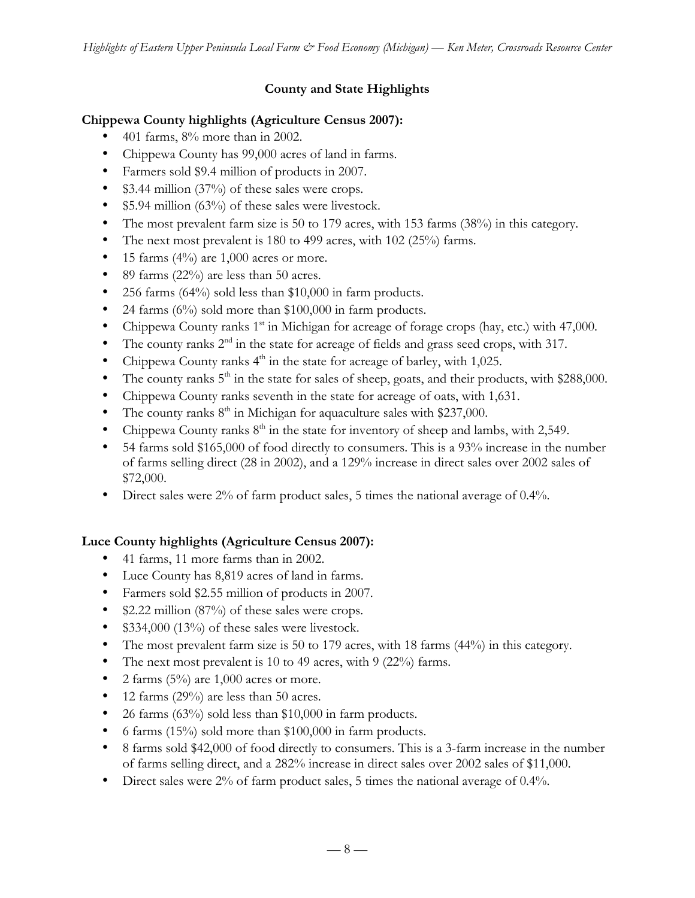## County and State Highlights

### Chippewa County highlights (Agriculture Census 2007):

- 401 farms, 8% more than in 2002.
- Chippewa County has 99,000 acres of land in farms.
- Farmers sold $9.4 million of products in 2007.
- $3.44 million (37%) of these sales were crops.
- $5.94 million (63%) of these sales were livestock.
- The most prevalent farm size is 50 to 179 acres, with 153 farms (38%) in this category.
- The next most prevalent is 180 to 499 acres, with 102 (25%) farms.
- 15 farms (4%) are 1,000 acres or more.
- 89 farms (22%) are less than 50 acres.
- 256 farms (64%) sold less than $10,000 in farm products.
- 24 farms (6%) sold more than $100,000 in farm products.
- Chippewa County ranks 1st in Michigan for acreage of forage crops (hay, etc.) with 47,000.
- The county ranks 2nd in the state for acreage of fields and grass seed crops, with 317.
- Chippewa County ranks 4th in the state for acreage of barley, with 1,025.
- The county ranks 5th in the state for sales of sheep, goats, and their products, with $288,000.
- Chippewa County ranks seventh in the state for acreage of oats, with 1,631.
- The county ranks 8th in Michigan for aquaculture sales with $237,000.
- Chippewa County ranks 8th in the state for inventory of sheep and lambs, with 2,549.
- 54 farms sold $165,000 of food directly to consumers. This is a 93% increase in the number of farms selling direct (28 in 2002), and a 129% increase in direct sales over 2002 sales of $72,000.
- Direct sales were 2% of farm product sales, 5 times the national average of 0.4%.

### Luce County highlights (Agriculture Census 2007):

- 41 farms, 11 more farms than in 2002.
- Luce County has 8,819 acres of land in farms.
- Farmers sold $2.55 million of products in 2007.
- $2.22 million (87%) of these sales were crops.
- $334,000 (13%) of these sales were livestock.
- The most prevalent farm size is 50 to 179 acres, with 18 farms (44%) in this category.
- The next most prevalent is 10 to 49 acres, with 9 (22%) farms.
- 2 farms (5%) are 1,000 acres or more.
- 12 farms (29%) are less than 50 acres.
- 26 farms (63%) sold less than $10,000 in farm products.
- 6 farms (15%) sold more than $100,000 in farm products.
- 8 farms sold $42,000 of food directly to consumers. This is a 3-farm increase in the number of farms selling direct, and a 282% increase in direct sales over 2002 sales of $11,000.
- Direct sales were 2% of farm product sales, 5 times the national average of 0.4%.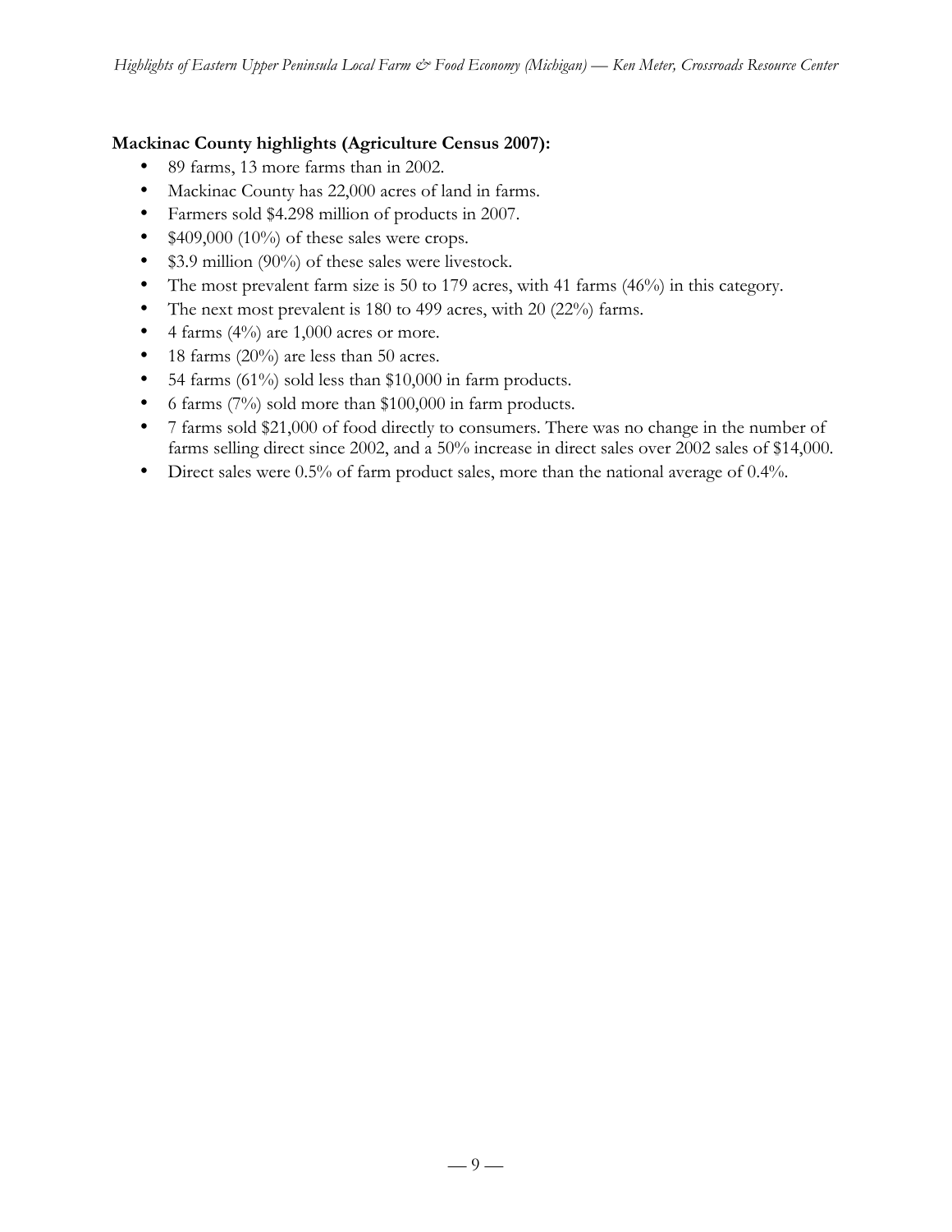**Mackinac County highlights (Agriculture Census 2007):**

- 89 farms, 13 more farms than in 2002.
- Mackinac County has 22,000 acres of land in farms.
- Farmers sold $4.298 million of products in 2007.
- $409,000 (10%) of these sales were crops.
- $3.9 million (90%) of these sales were livestock.
- The most prevalent farm size is 50 to 179 acres, with 41 farms (46%) in this category.
- The next most prevalent is 180 to 499 acres, with 20 (22%) farms.
- 4 farms (4%) are 1,000 acres or more.
- 18 farms (20%) are less than 50 acres.
- 54 farms (61%) sold less than $10,000 in farm products.
- 6 farms (7%) sold more than $100,000 in farm products.
- 7 farms sold $21,000 of food directly to consumers. There was no change in the number of farms selling direct since 2002, and a 50% increase in direct sales over 2002 sales of $14,000.
- Direct sales were 0.5% of farm product sales, more than the national average of 0.4%.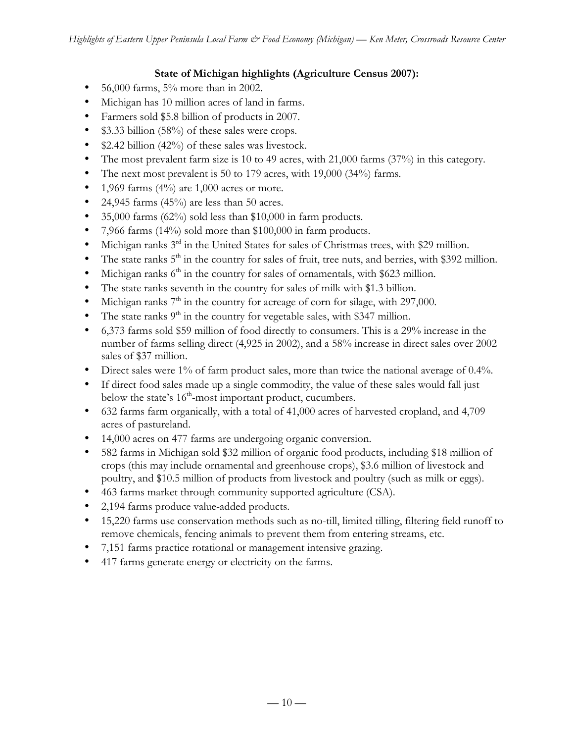**State of Michigan highlights (Agriculture Census 2007):**

- 56,000 farms, 5% more than in 2002.
- Michigan has 10 million acres of land in farms.
- Farmers sold $5.8 billion of products in 2007.
- $3.33 billion (58%) of these sales were crops.
- $2.42 billion (42%) of these sales was livestock.
- The most prevalent farm size is 10 to 49 acres, with 21,000 farms (37%) in this category.
- The next most prevalent is 50 to 179 acres, with 19,000 (34%) farms.
- 1,969 farms (4%) are 1,000 acres or more.
- 24,945 farms (45%) are less than 50 acres.
- 35,000 farms (62%) sold less than $10,000 in farm products.
- 7,966 farms (14%) sold more than $100,000 in farm products.
- Michigan ranks 3rd in the United States for sales of Christmas trees, with $29 million.
- The state ranks 5th in the country for sales of fruit, tree nuts, and berries, with $392 million.
- Michigan ranks 6th in the country for sales of ornamentals, with $623 million.
- The state ranks seventh in the country for sales of milk with $1.3 billion.
- Michigan ranks 7th in the country for acreage of corn for silage, with 297,000.
- The state ranks 9th in the country for vegetable sales, with $347 million.
- 6,373 farms sold $59 million of food directly to consumers. This is a 29% increase in the number of farms selling direct (4,925 in 2002), and a 58% increase in direct sales over 2002 sales of $37 million.
- Direct sales were 1% of farm product sales, more than twice the national average of 0.4%.
- If direct food sales made up a single commodity, the value of these sales would fall just below the state's 16th-most important product, cucumbers.
- 632 farms farm organically, with a total of 41,000 acres of harvested cropland, and 4,709 acres of pastureland.
- 14,000 acres on 477 farms are undergoing organic conversion.
- 582 farms in Michigan sold $32 million of organic food products, including $18 million of crops (this may include ornamental and greenhouse crops), $3.6 million of livestock and poultry, and $10.5 million of products from livestock and poultry (such as milk or eggs).
- 463 farms market through community supported agriculture (CSA).
- 2,194 farms produce value-added products.
- 15,220 farms use conservation methods such as no-till, limited tilling, filtering field runoff to remove chemicals, fencing animals to prevent them from entering streams, etc.
- 7,151 farms practice rotational or management intensive grazing.
- 417 farms generate energy or electricity on the farms.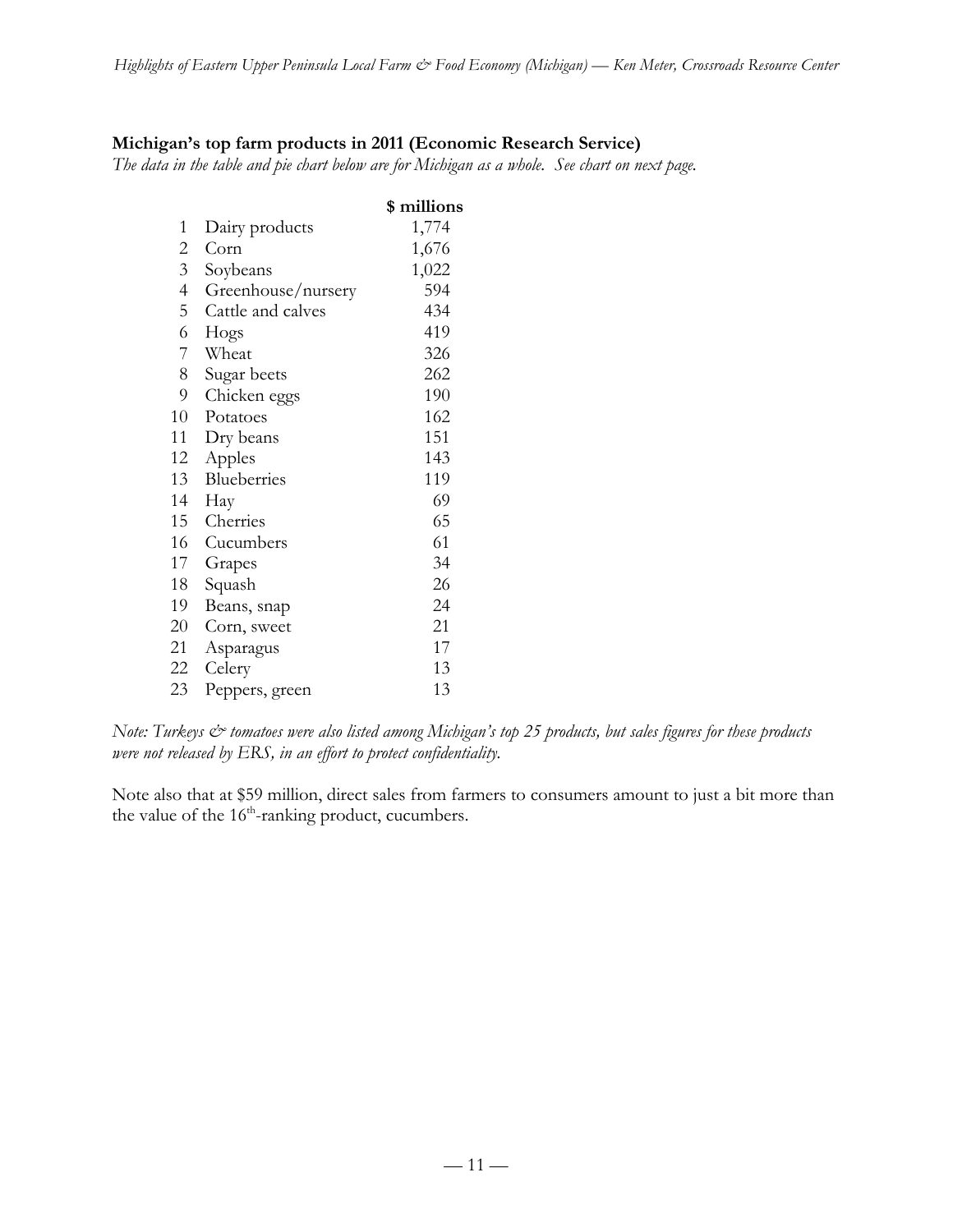**Michigan's top farm products in 2011 (Economic Research Service)**

*The data in the table and pie chart below are for Michigan as a whole. See chart on next page.*

| | | $ millions |
|---|---|---|
| 1 | Dairy products | 1,774 |
| 2 | Corn | 1,676 |
| 3 | Soybeans | 1,022 |
| 4 | Greenhouse/nursery | 594 |
| 5 | Cattle and calves | 434 |
| 6 | Hogs | 419 |
| 7 | Wheat | 326 |
| 8 | Sugar beets | 262 |
| 9 | Chicken eggs | 190 |
| 10 | Potatoes | 162 |
| 11 | Dry beans | 151 |
| 12 | Apples | 143 |
| 13 | Blueberries | 119 |
| 14 | Hay | 69 |
| 15 | Cherries | 65 |
| 16 | Cucumbers | 61 |
| 17 | Grapes | 34 |
| 18 | Squash | 26 |
| 19 | Beans, snap | 24 |
| 20 | Corn, sweet | 21 |
| 21 | Asparagus | 17 |
| 22 | Celery | 13 |
| 23 | Peppers, green | 13 |

*Note: Turkeys & tomatoes were also listed among Michigan's top 25 products, but sales figures for these products were not released by ERS, in an effort to protect confidentiality.*

Note also that at $59 million, direct sales from farmers to consumers amount to just a bit more than the value of the 16th-ranking product, cucumbers.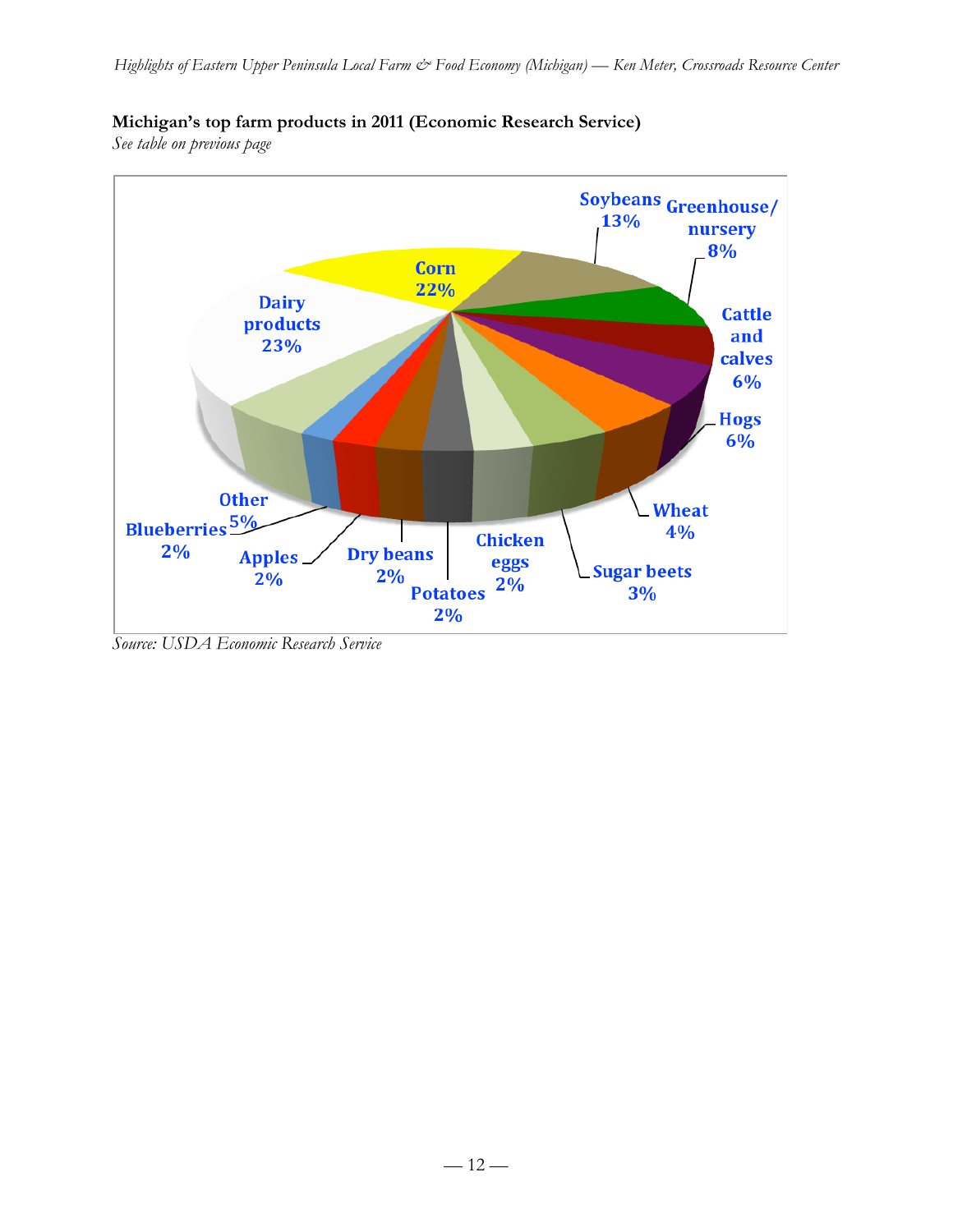**Michigan's top farm products in 2011 (Economic Research Service)**
*See table on previous page*

Soybeans 13%
Greenhouse/ nursery 8%
Corn 22%
Dairy products 23%
Cattle and calves 6%
Hogs 6%
Wheat 4%
Sugar beets 3%
Chicken eggs 2%
Potatoes 2%
Dry beans 2%
Apples 2%
Blueberries 2%
Other 5%

*Source: USDA Economic Research Service*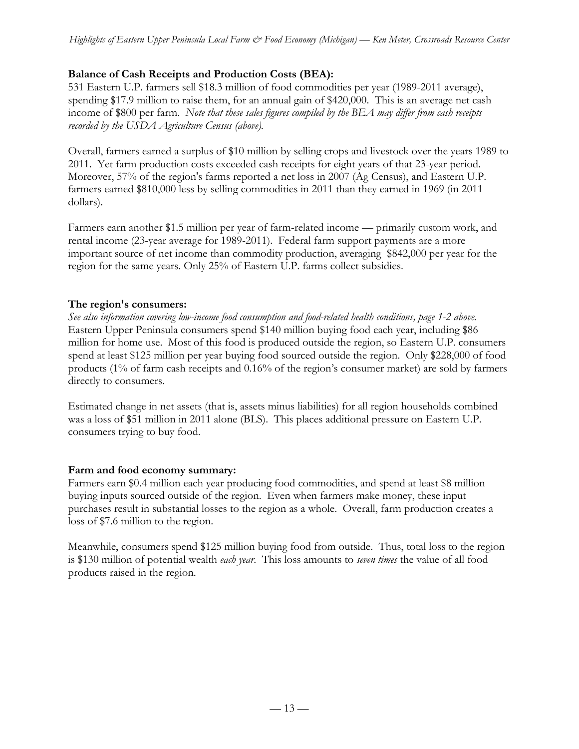**Balance of Cash Receipts and Production Costs (BEA):**

531 Eastern U.P. farmers sell $18.3 million of food commodities per year (1989-2011 average), spending $17.9 million to raise them, for an annual gain of $420,000. This is an average net cash income of $800 per farm. *Note that these sales figures compiled by the BEA may differ from cash receipts recorded by the USDA Agriculture Census (above).*

Overall, farmers earned a surplus of $10 million by selling crops and livestock over the years 1989 to 2011. Yet farm production costs exceeded cash receipts for eight years of that 23-year period. Moreover, 57% of the region's farms reported a net loss in 2007 (Ag Census), and Eastern U.P. farmers earned $810,000 less by selling commodities in 2011 than they earned in 1969 (in 2011 dollars).

Farmers earn another $1.5 million per year of farm-related income — primarily custom work, and rental income (23-year average for 1989-2011). Federal farm support payments are a more important source of net income than commodity production, averaging $842,000 per year for the region for the same years. Only 25% of Eastern U.P. farms collect subsidies.

**The region's consumers:**

*See also information covering low-income food consumption and food-related health conditions, page 1-2 above.*
Eastern Upper Peninsula consumers spend $140 million buying food each year, including $86 million for home use. Most of this food is produced outside the region, so Eastern U.P. consumers spend at least $125 million per year buying food sourced outside the region. Only $228,000 of food products (1% of farm cash receipts and 0.16% of the region's consumer market) are sold by farmers directly to consumers.

Estimated change in net assets (that is, assets minus liabilities) for all region households combined was a loss of $51 million in 2011 alone (BLS). This places additional pressure on Eastern U.P. consumers trying to buy food.

**Farm and food economy summary:**

Farmers earn $0.4 million each year producing food commodities, and spend at least $8 million buying inputs sourced outside of the region. Even when farmers make money, these input purchases result in substantial losses to the region as a whole. Overall, farm production creates a loss of $7.6 million to the region.

Meanwhile, consumers spend $125 million buying food from outside. Thus, total loss to the region is $130 million of potential wealth *each year*. This loss amounts to *seven times* the value of all food products raised in the region.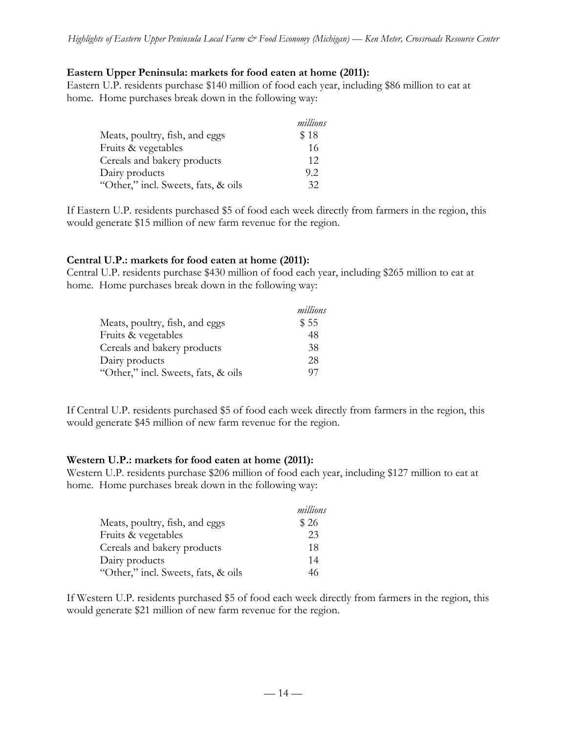**Eastern Upper Peninsula: markets for food eaten at home (2011):**
Eastern U.P. residents purchase $140 million of food each year, including $86 million to eat at home. Home purchases break down in the following way:

| | *millions* |
|---|---|
| Meats, poultry, fish, and eggs | $ 18 |
| Fruits & vegetables | 16 |
| Cereals and bakery products | 12 |
| Dairy products | 9.2 |
| "Other," incl. Sweets, fats, & oils | 32 |

If Eastern U.P. residents purchased $5 of food each week directly from farmers in the region, this would generate $15 million of new farm revenue for the region.

**Central U.P.: markets for food eaten at home (2011):**
Central U.P. residents purchase $430 million of food each year, including $265 million to eat at home. Home purchases break down in the following way:

| | *millions* |
|---|---|
| Meats, poultry, fish, and eggs | $ 55 |
| Fruits & vegetables | 48 |
| Cereals and bakery products | 38 |
| Dairy products | 28 |
| "Other," incl. Sweets, fats, & oils | 97 |

If Central U.P. residents purchased $5 of food each week directly from farmers in the region, this would generate $45 million of new farm revenue for the region.

**Western U.P.: markets for food eaten at home (2011):**
Western U.P. residents purchase $206 million of food each year, including $127 million to eat at home. Home purchases break down in the following way:

| | *millions* |
|---|---|
| Meats, poultry, fish, and eggs | $ 26 |
| Fruits & vegetables | 23 |
| Cereals and bakery products | 18 |
| Dairy products | 14 |
| "Other," incl. Sweets, fats, & oils | 46 |

If Western U.P. residents purchased $5 of food each week directly from farmers in the region, this would generate $21 million of new farm revenue for the region.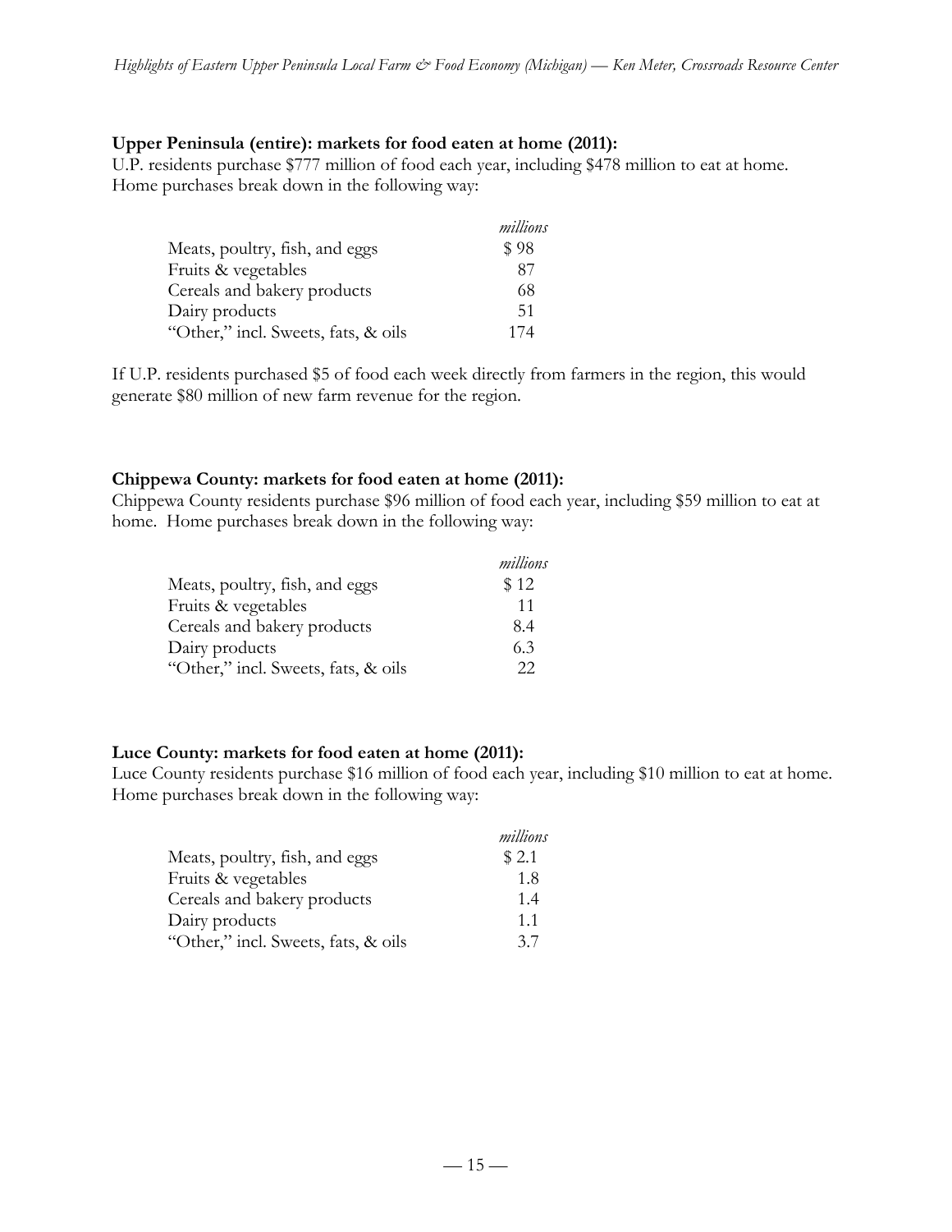**Upper Peninsula (entire): markets for food eaten at home (2011):**
U.P. residents purchase $777 million of food each year, including $478 million to eat at home. Home purchases break down in the following way:

| | *millions* |
|---|---|
| Meats, poultry, fish, and eggs | $ 98 |
| Fruits & vegetables | 87 |
| Cereals and bakery products | 68 |
| Dairy products | 51 |
| "Other," incl. Sweets, fats, & oils | 174 |

If U.P. residents purchased $5 of food each week directly from farmers in the region, this would generate $80 million of new farm revenue for the region.

**Chippewa County: markets for food eaten at home (2011):**
Chippewa County residents purchase $96 million of food each year, including $59 million to eat at home. Home purchases break down in the following way:

| | *millions* |
|---|---|
| Meats, poultry, fish, and eggs | $ 12 |
| Fruits & vegetables | 11 |
| Cereals and bakery products | 8.4 |
| Dairy products | 6.3 |
| "Other," incl. Sweets, fats, & oils | 22 |

**Luce County: markets for food eaten at home (2011):**
Luce County residents purchase $16 million of food each year, including $10 million to eat at home. Home purchases break down in the following way:

| | *millions* |
|---|---|
| Meats, poultry, fish, and eggs | $ 2.1 |
| Fruits & vegetables | 1.8 |
| Cereals and bakery products | 1.4 |
| Dairy products | 1.1 |
| "Other," incl. Sweets, fats, & oils | 3.7 |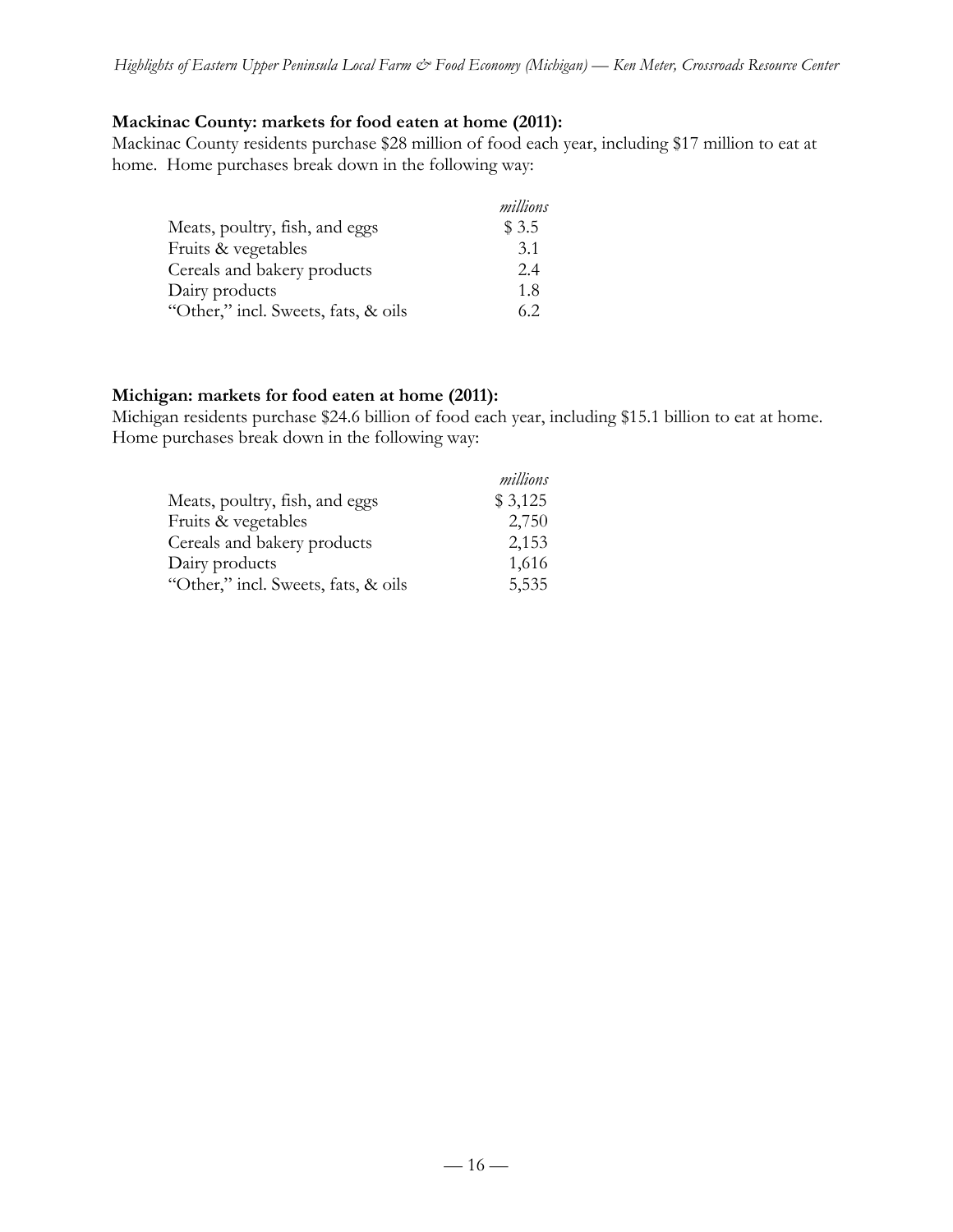**Mackinac County: markets for food eaten at home (2011):**

Mackinac County residents purchase $28 million of food each year, including $17 million to eat at home. Home purchases break down in the following way:

| | *millions* |
|---|---|
| Meats, poultry, fish, and eggs | $ 3.5 |
| Fruits & vegetables | 3.1 |
| Cereals and bakery products | 2.4 |
| Dairy products | 1.8 |
| "Other," incl. Sweets, fats, & oils | 6.2 |

**Michigan: markets for food eaten at home (2011):**

Michigan residents purchase $24.6 billion of food each year, including $15.1 billion to eat at home. Home purchases break down in the following way:

| | *millions* |
|---|---|
| Meats, poultry, fish, and eggs | $ 3,125 |
| Fruits & vegetables | 2,750 |
| Cereals and bakery products | 2,153 |
| Dairy products | 1,616 |
| "Other," incl. Sweets, fats, & oils | 5,535 |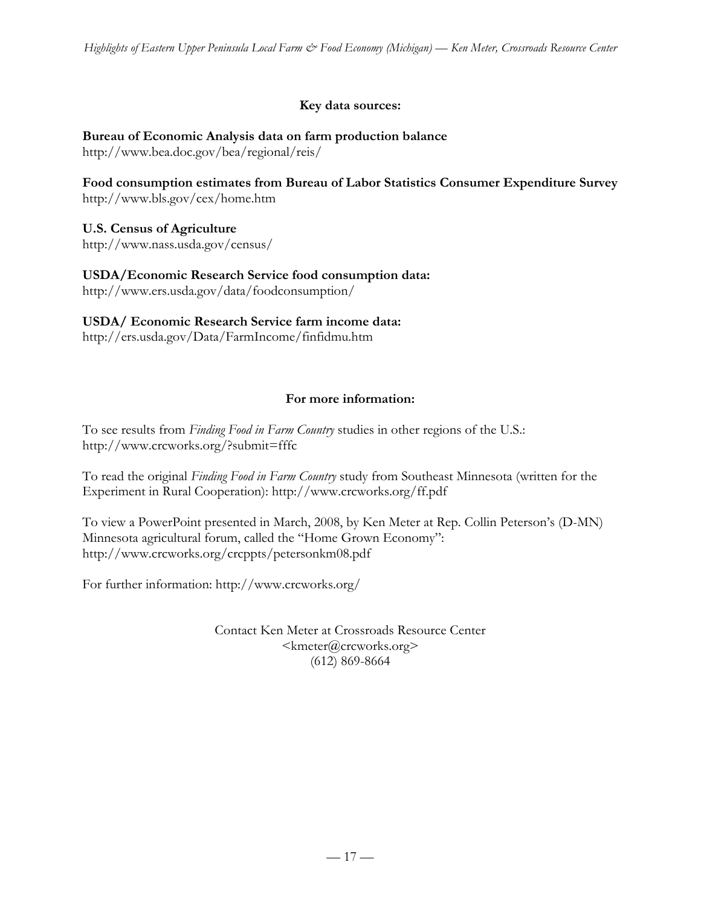**Key data sources:**

**Bureau of Economic Analysis data on farm production balance**
http://www.bea.doc.gov/bea/regional/reis/

**Food consumption estimates from Bureau of Labor Statistics Consumer Expenditure Survey**
http://www.bls.gov/cex/home.htm

**U.S. Census of Agriculture**
http://www.nass.usda.gov/census/

**USDA/Economic Research Service food consumption data:**
http://www.ers.usda.gov/data/foodconsumption/

**USDA/ Economic Research Service farm income data:**
http://ers.usda.gov/Data/FarmIncome/finfidmu.htm

**For more information:**

To see results from *Finding Food in Farm Country* studies in other regions of the U.S.:
http://www.crcworks.org/?submit=fffc

To read the original *Finding Food in Farm Country* study from Southeast Minnesota (written for the Experiment in Rural Cooperation): http://www.crcworks.org/ff.pdf

To view a PowerPoint presented in March, 2008, by Ken Meter at Rep. Collin Peterson's (D-MN) Minnesota agricultural forum, called the "Home Grown Economy":
http://www.crcworks.org/crcppts/petersonkm08.pdf

For further information: http://www.crcworks.org/

Contact Ken Meter at Crossroads Resource Center
<kmeter@crcworks.org>
(612) 869-8664